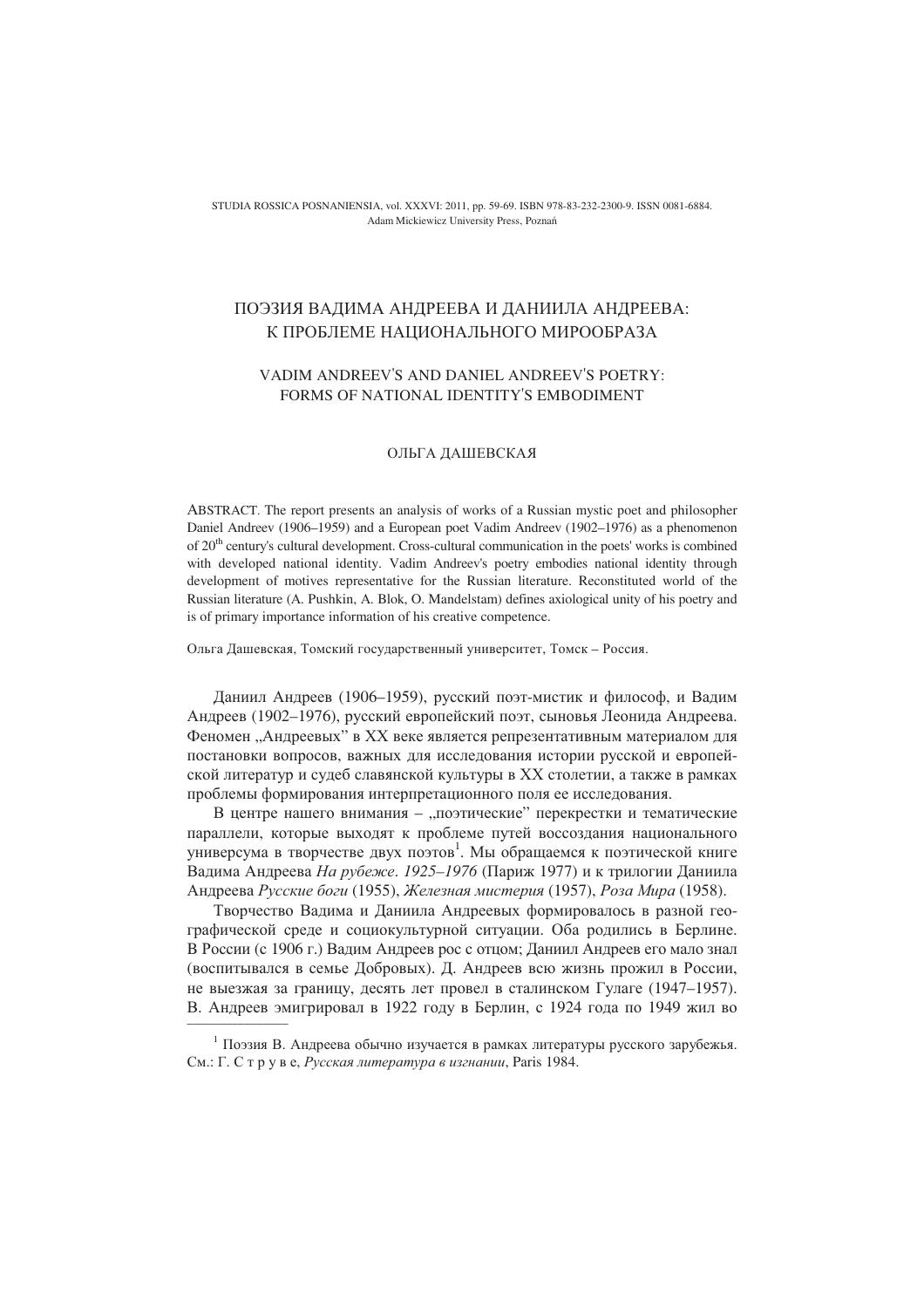# ПОЭЗИЯ ВАДИМА АНДРЕЕВА И ДАНИИЛА АНДРЕЕВА: К ПРОБЛЕМЕ НАЦИОНАЛЬНОГО МИРООБРАЗА

## VADIM ANDREEV'S AND DANIEL ANDREEV'S POETRY: FORMS OF NATIONAL IDENTITY'S EMBODIMENT

ОЛЬГА ДАШЕВСКАЯ

ABSTRACT. The report presents an analysis of works of a Russian mystic poet and philosopher Daniel Andreev (1906–1959) and a European poet Vadim Andreev (1902–1976) as a phenomenon of 20th century's cultural development. Cross-cultural communication in the poets' works is combined with developed national identity. Vadim Andreev's poetry embodies national identity through development of motives representative for the Russian literature. Reconstituted world of the Russian literature (A. Pushkin, A. Blok, O. Mandelstam) defines axiological unity of his poetry and is of primary importance information of his creative competence.

Ольга Дашевская, Томский государственный университет, Томск – Россия.

Даниил Андреев (1906–1959), русский поэт-мистик и философ, и Вадим Андреев (1902–1976), русский европейский поэт, сыновья Леонида Андреева. Феномен „Андреевых” в ХХ веке является репрезентативным материалом для постановки вопросов, важных для исследования истории русской и европейской литератур и судеб славянской культуры в ХХ столетии, а также в рамках проблемы формирования интерпретационного поля ее исследования.

В центре нашего внимания – „поэтические” перекрестки и тематические параллели, которые выходят к проблеме путей воссоздания национального универсума в творчестве двух поэтов[1]. Мы обращаемся к поэтической книге Вадима Андреева *На рубеже. 1925–1976* (Париж 1977) и к трилогии Даниила Андреева *Русские боги* (1955), *Железная мистерия* (1957), *Роза Мира* (1958).

Творчество Вадима и Даниила Андреевых формировалось в разной географической среде и социокультурной ситуации. Оба родились в Берлине. В России (с 1906 г.) Вадим Андреев рос с отцом; Даниил Андреев его мало знал (воспитывался в семье Добровых). Д. Андреев всю жизнь прожил в России, не выезжая за границу, десять лет провел в сталинском Гулаге (1947–1957). В. Андреев эмигрировал в 1922 году в Берлин, с 1924 года по 1949 жил во

[1] Поэзия В. Андреева обычно изучается в рамках литературы русского зарубежья. См.: Г. С т р у в е, *Русская литература в изгнании*, Paris 1984.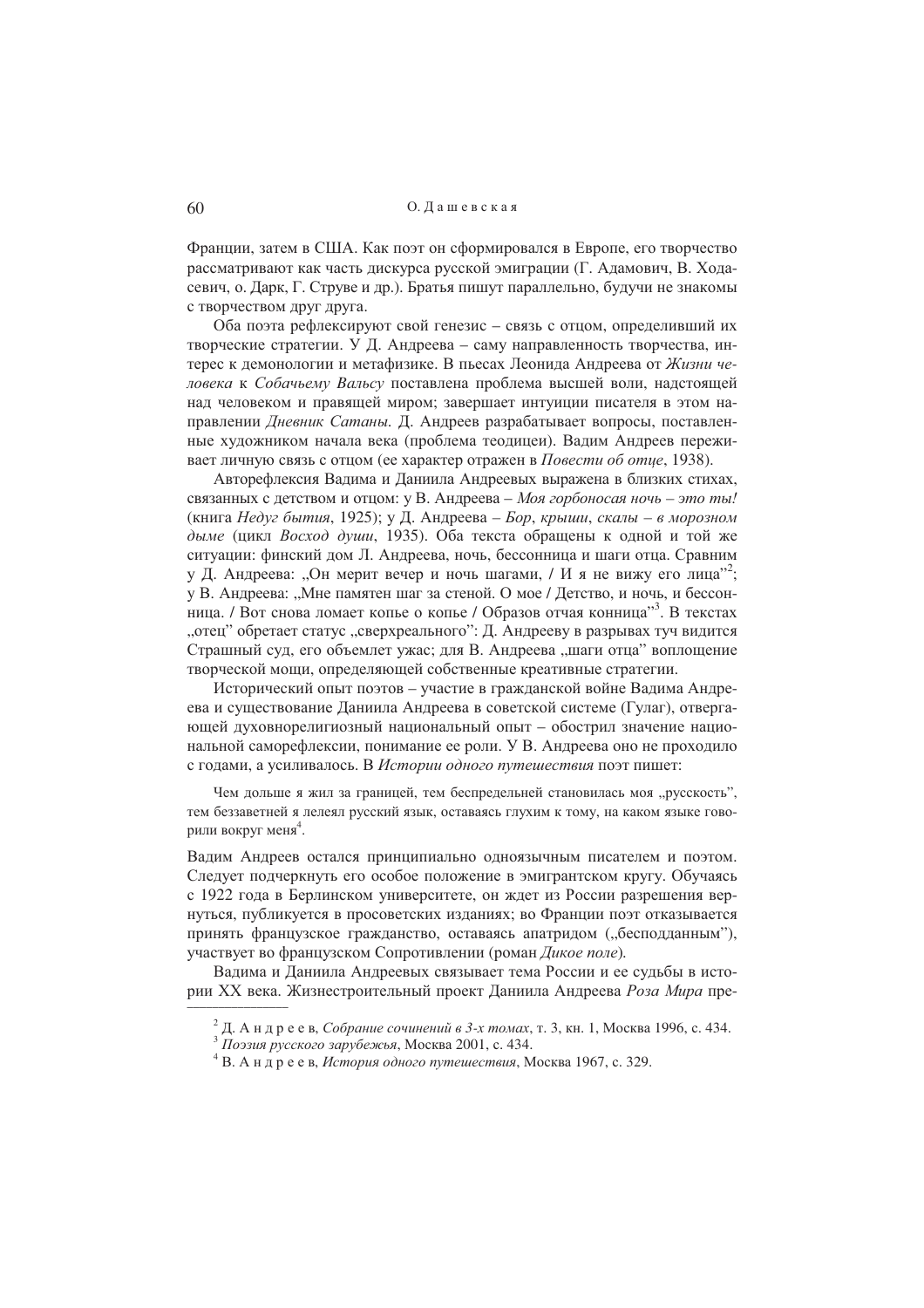Франции, затем в США. Как поэт он сформировался в Европе, его творчество рассматривают как часть дискурса русской эмиграции (Г. Адамович, В. Ходасевич, о. Дарк, Г. Струве и др.). Братья пишут параллельно, будучи не знакомы с творчеством друг друга.

Оба поэта рефлексируют свой генезис – связь с отцом, определивший их творческие стратегии. У Д. Андреева – саму направленность творчества, интерес к демонологии и метафизике. В пьесах Леонида Андреева от *Жизни человека* к *Собачьему Вальсу* поставлена проблема высшей воли, надстоящей над человеком и правящей миром; завершает интуиции писателя в этом направлении *Дневник Сатаны*. Д. Андреев разрабатывает вопросы, поставленные художником начала века (проблема теодицеи). Вадим Андреев переживает личную связь с отцом (ее характер отражен в *Повести об отце*, 1938).

Авторефлексия Вадима и Даниила Андреевых выражена в близких стихах, связанных с детством и отцом: у В. Андреева – *Моя горбоносая ночь – это ты!* (книга *Недуг бытия*, 1925); у Д. Андреева – *Бор, крыши, скалы – в морозном дыме* (цикл *Восход души*, 1935). Оба текста обращены к одной и той же ситуации: финский дом Л. Андреева, ночь, бессонница и шаги отца. Сравним у Д. Андреева: „Он мерит вечер и ночь шагами, / И я не вижу его лица”[2]; у В. Андреева: „Мне памятен шаг за стеной. О мое / Детство, и ночь, и бессонница. / Вот снова ломает копье о копье / Образов отчая конница”[3]. В текстах „отец” обретает статус „сверхреального”: Д. Андрееву в разрывах туч видится Страшный суд, его объемлет ужас; для В. Андреева „шаги отца” воплощение творческой мощи, определяющей собственные креативные стратегии.

Исторический опыт поэтов – участие в гражданской войне Вадима Андреева и существование Даниила Андреева в советской системе (Гулаг), отвергающей духовнорелигиозный национальный опыт – обострил значение национальной саморефлексии, понимание ее роли. У В. Андреева оно не проходило с годами, а усиливалось. В *Истории одного путешествия* поэт пишет:

> Чем дольше я жил за границей, тем беспредельней становилась моя „русскость”, тем беззаветней я лелеял русский язык, оставаясь глухим к тому, на каком языке говорили вокруг меня[4].

Вадим Андреев остался принципиально одноязычным писателем и поэтом. Следует подчеркнуть его особое положение в эмигрантском кругу. Обучаясь с 1922 года в Берлинском университете, он ждет из России разрешения вернуться, публикуется в просоветских изданиях; во Франции поэт отказывается принять французское гражданство, оставаясь апатридом („бесподданным”), участвует во французском Сопротивлении (роман *Дикое поле*).

Вадима и Даниила Андреевых связывает тема России и ее судьбы в истории XX века. Жизнестроительный проект Даниила Андреева *Роза Мира* пре-

---

[2] Д. Андреев, *Собрание сочинений в 3-х томах*, т. 3, кн. 1, Москва 1996, с. 434.

[3] *Поэзия русского зарубежья*, Москва 2001, с. 434.

[4] В. Андреев, *История одного путешествия*, Москва 1967, с. 329.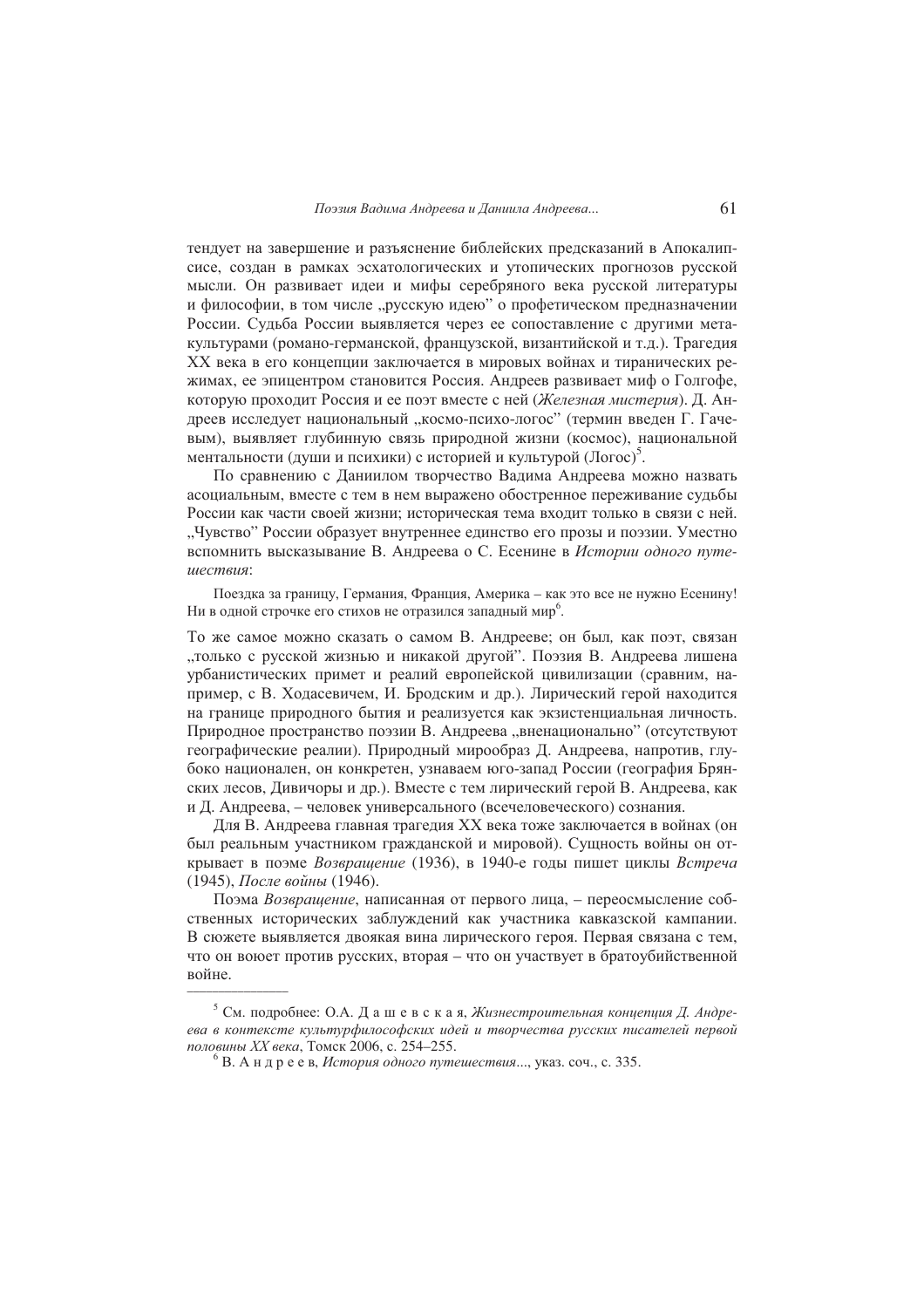тендует на завершение и разъяснение библейских предсказаний в Апокалипсисе, создан в рамках эсхатологических и утопических прогнозов русской мысли. Он развивает идеи и мифы серебряного века русской литературы и философии, в том числе „русскую идею" о профетическом предназначении России. Судьба России выявляется через ее сопоставление с другими метакультурами (романо-германской, французской, византийской и т.д.). Трагедия XX века в его концепции заключается в мировых войнах и тиранических режимах, ее эпицентром становится Россия. Андреев развивает миф о Голгофе, которую проходит Россия и ее поэт вместе с ней (*Железная мистерия*). Д. Андреев исследует национальный „космо-психо-логос" (термин введен Г. Гачевым), выявляет глубинную связь природной жизни (космос), национальной ментальности (души и психики) с историей и культурой (Логос)[5].

По сравнению с Даниилом творчество Вадима Андреева можно назвать асоциальным, вместе с тем в нем выражено обостренное переживание судьбы России как части своей жизни; историческая тема входит только в связи с ней. „Чувство" России образует внутреннее единство его прозы и поэзии. Уместно вспомнить высказывание В. Андреева о С. Есенине в *Истории одного путешествия*:

> Поездка за границу, Германия, Франция, Америка – как это все не нужно Есенину! Ни в одной строчке его стихов не отразился западный мир[6].

То же самое можно сказать о самом В. Андрееве; он был, как поэт, связан „только с русской жизнью и никакой другой". Поэзия В. Андреева лишена урбанистических примет и реалий европейской цивилизации (сравним, например, с В. Ходасевичем, И. Бродским и др.). Лирический герой находится на границе природного бытия и реализуется как экзистенциальная личность. Природное пространство поэзии В. Андреева „вненационально" (отсутствуют географические реалии). Природный мирообраз Д. Андреева, напротив, глубоко национален, он конкретен, узнаваем юго-запад России (география Брянских лесов, Дивичоры и др.). Вместе с тем лирический герой В. Андреева, как и Д. Андреева, – человек универсального (всечеловеческого) сознания.

Для В. Андреева главная трагедия XX века тоже заключается в войнах (он был реальным участником гражданской и мировой). Сущность войны он открывает в поэме *Возвращение* (1936), в 1940-е годы пишет циклы *Встреча* (1945), *После войны* (1946).

Поэма *Возвращение*, написанная от первого лица, – переосмысление собственных исторических заблуждений как участника кавказской кампании. В сюжете выявляется двоякая вина лирического героя. Первая связана с тем, что он воюет против русских, вторая – что он участвует в братоубийственной войне.

---

[5] См. подробнее: О.А. Д а ш е в с к а я, *Жизнестроительная концепция Д. Андреева в контексте культурфилософских идей и творчества русских писателей первой половины XX века*, Томск 2006, с. 254–255.

[6] В. А н д р е е в, *История одного путешествия*..., указ. соч., с. 335.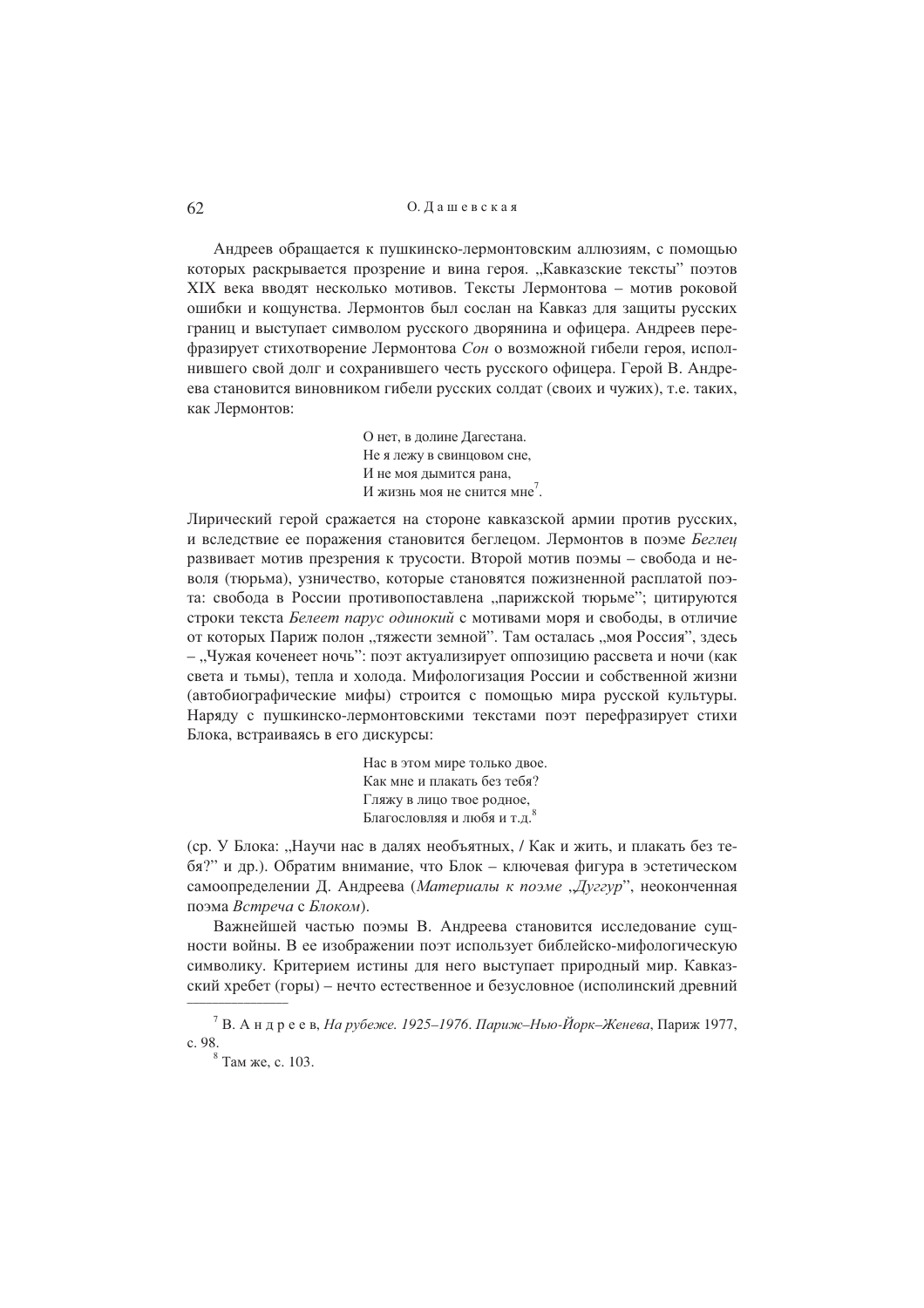Андреев обращается к пушкинско-лермонтовским аллюзиям, с помощью которых раскрывается прозрение и вина героя. „Кавказские тексты" поэтов XIX века вводят несколько мотивов. Тексты Лермонтова – мотив роковой ошибки и кощунства. Лермонтов был сослан на Кавказ для защиты русских границ и выступает символом русского дворянина и офицера. Андреев перефразирует стихотворение Лермонтова *Сон* о возможной гибели героя, исполнившего свой долг и сохранившего честь русского офицера. Герой В. Андреева становится виновником гибели русских солдат (своих и чужих), т.е. таких, как Лермонтов:

> О нет, в долине Дагестана.  
> Не я лежу в свинцовом сне,  
> И не моя дымится рана,  
> И жизнь моя не снится мне[7].

Лирический герой сражается на стороне кавказской армии против русских, и вследствие ее поражения становится беглецом. Лермонтов в поэме *Беглец* развивает мотив презрения к трусости. Второй мотив поэмы – свобода и неволя (тюрьма), узничество, которые становятся пожизненной расплатой поэта: свобода в России противопоставлена „парижской тюрьме"; цитируются строки текста *Белеет парус одинокий* с мотивами моря и свободы, в отличие от которых Париж полон „тяжести земной". Там осталась „моя Россия", здесь – „Чужая коченеет ночь": поэт актуализирует оппозицию рассвета и ночи (как света и тьмы), тепла и холода. Мифологизация России и собственной жизни (автобиографические мифы) строится с помощью мира русской культуры. Наряду с пушкинско-лермонтовскими текстами поэт перефразирует стихи Блока, встраиваясь в его дискурсы:

> Нас в этом мире только двое.  
> Как мне и плакать без тебя?  
> Гляжу в лицо твое родное,  
> Благословляя и любя и т.д.[8]

(ср. У Блока: „Научи нас в далях необъятных, / Как и жить, и плакать без тебя?" и др.). Обратим внимание, что Блок – ключевая фигура в эстетическом самоопределении Д. Андреева (*Материалы к поэме „Дуггур"*, неоконченная поэма *Встреча* с *Блоком*).

Важнейшей частью поэмы В. Андреева становится исследование сущности войны. В ее изображении поэт использует библейско-мифологическую символику. Критерием истины для него выступает природный мир. Кавказский хребет (горы) – нечто естественное и безусловное (исполинский древний

---

[7] В. Андреев, *На рубеже. 1925–1976. Париж–Нью-Йорк–Женева*, Париж 1977, с. 98.

[8] Там же, с. 103.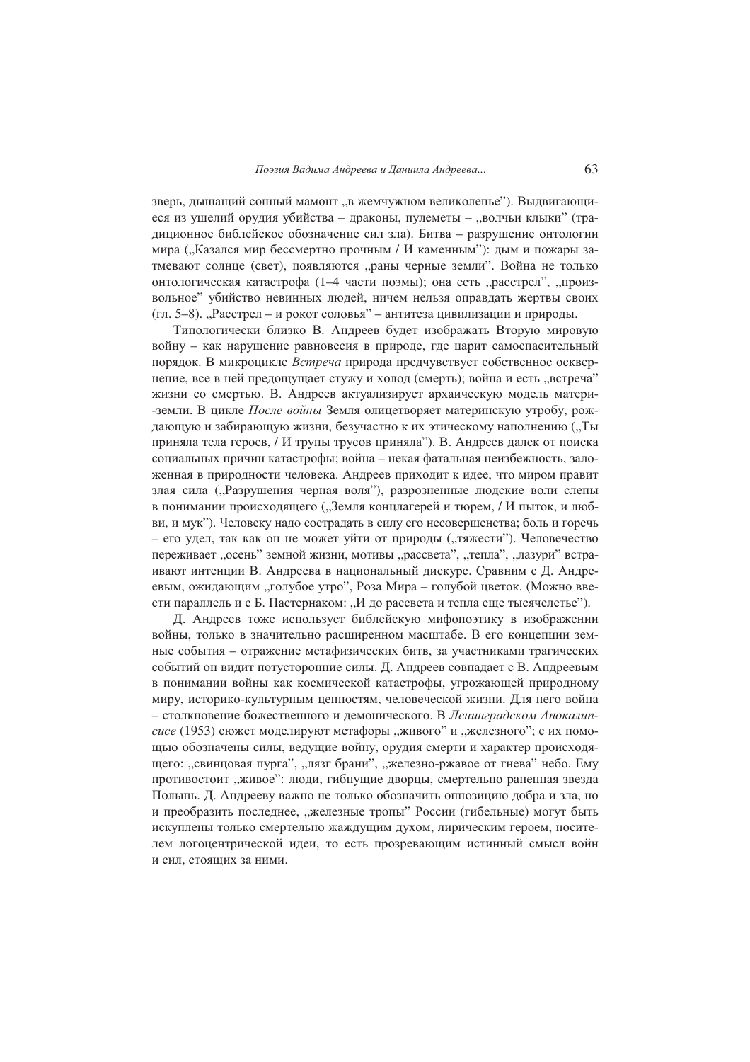зверь, дышащий сонный мамонт „в жемчужном великолепье"). Выдвигающиеся из ущелий орудия убийства – драконы, пулеметы – „волчьи клыки" (традиционное библейское обозначение сил зла). Битва – разрушение онтологии мира („Казался мир бессмертно прочным / И каменным"): дым и пожары затмевают солнце (свет), появляются „раны черные земли". Война не только онтологическая катастрофа (1–4 части поэмы); она есть „расстрел", „произвольное" убийство невинных людей, ничем нельзя оправдать жертвы своих (гл. 5–8). „Расстрел – и рокот соловья" – антитеза цивилизации и природы.

Типологически близко В. Андреев будет изображать Вторую мировую войну – как нарушение равновесия в природе, где царит самоспасительный порядок. В микроцикле *Встреча* природа предчувствует собственное осквернение, все в ней предощущает стужу и холод (смерть); война и есть „встреча" жизни со смертью. В. Андреев актуализирует архаическую модель матери--земли. В цикле *После войны* Земля олицетворяет материнскую утробу, рождающую и забирающую жизни, безучастно к их этическому наполнению („Ты приняла тела героев, / И трупы трусов приняла"). В. Андреев далек от поиска социальных причин катастрофы; война – некая фатальная неизбежность, заложенная в природности человека. Андреев приходит к идее, что миром правит злая сила („Разрушения черная воля"), разрозненные людские воли слепы в понимании происходящего („Земля концлагерей и тюрем, / И пыток, и любви, и мук"). Человеку надо сострадать в силу его несовершенства; боль и горечь – его удел, так как он не может уйти от природы („тяжести"). Человечество переживает „осень" земной жизни, мотивы „рассвета", „тепла", „лазури" встраивают интенции В. Андреева в национальный дискурс. Сравним с Д. Андреевым, ожидающим „голубое утро", Роза Мира – голубой цветок. (Можно ввести параллель и с Б. Пастернаком: „И до рассвета и тепла еще тысячелетье").

Д. Андреев тоже использует библейскую мифопоэтику в изображении войны, только в значительно расширенном масштабе. В его концепции земные события – отражение метафизических битв, за участниками трагических событий он видит потусторонние силы. Д. Андреев совпадает с В. Андреевым в понимании войны как космической катастрофы, угрожающей природному миру, историко-культурным ценностям, человеческой жизни. Для него война – столкновение божественного и демонического. В *Ленинградском Апокалипсисе* (1953) сюжет моделируют метафоры „живого" и „железного"; с их помощью обозначены силы, ведущие войну, орудия смерти и характер происходящего: „свинцовая пурга", „лязг брани", „железно-ржавое от гнева" небо. Ему противостоит „живое": люди, гибнущие дворцы, смертельно раненная звезда Полынь. Д. Андрееву важно не только обозначить оппозицию добра и зла, но и преобразить последнее, „железные тропы" России (гибельные) могут быть искуплены только смертельно жаждущим духом, лирическим героем, носителем логоцентрической идеи, то есть прозревающим истинный смысл войн и сил, стоящих за ними.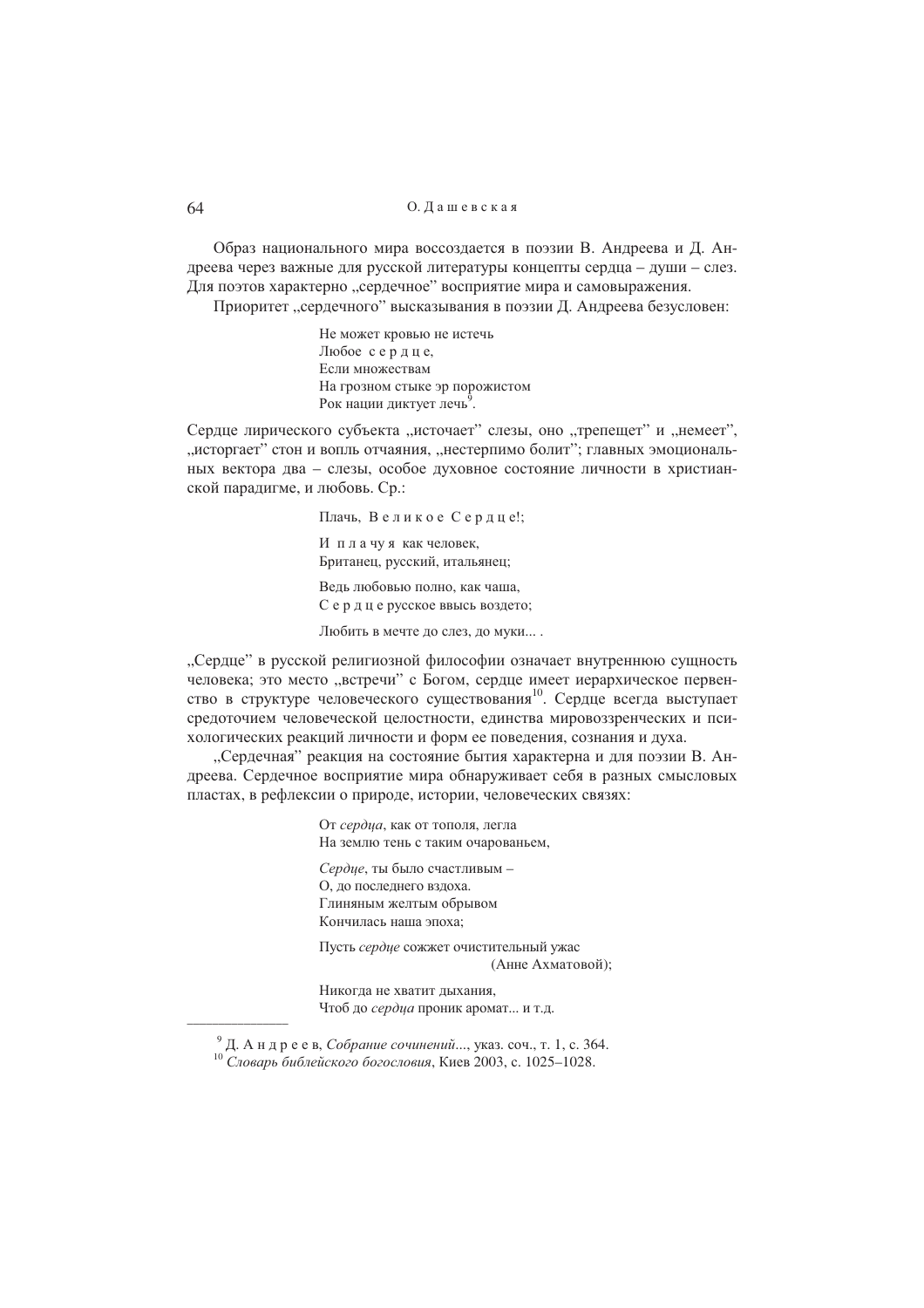Образ национального мира воссоздается в поэзии В. Андреева и Д. Андреева через важные для русской литературы концепты сердца – души – слез. Для поэтов характерно „сердечное" восприятие мира и самовыражения.

Приоритет „сердечного" высказывания в поэзии Д. Андреева безусловен:

> Не может кровью не истечь  
> Любое с е р д ц е,  
> Если множествам  
> На грозном стыке эр порожистом  
> Рок нации диктует лечь[9].

Сердце лирического субъекта „источает" слезы, оно „трепещет" и „немеет", „исторгает" стон и вопль отчаяния, „нестерпимо болит"; главных эмоциональных вектора два – слезы, особое духовное состояние личности в христианской парадигме, и любовь. Ср.:

> Плачь, В е л и к о е С е р д ц е!;

> И п л а ч у я как человек,  
> Британец, русский, итальянец;

> Ведь любовью полно, как чаша,  
> С е р д ц е русское ввысь воздето;

> Любить в мечте до слез, до муки... .

„Сердце" в русской религиозной философии означает внутреннюю сущность человека; это место „встречи" с Богом, сердце имеет иерархическое первенство в структуре человеческого существования[10]. Сердце всегда выступает средоточием человеческой целостности, единства мировоззренческих и психологических реакций личности и форм ее поведения, сознания и духа.

„Сердечная" реакция на состояние бытия характерна и для поэзии В. Андреева. Сердечное восприятие мира обнаруживает себя в разных смысловых пластах, в рефлексии о природе, истории, человеческих связях:

> От *сердца*, как от тополя, легла  
> На землю тень с таким очарованьем,

> *Сердце*, ты было счастливым –  
> О, до последнего вздоха.  
> Глиняным желтым обрывом  
> Кончилась наша эпоха;

> Пусть *сердце* сожжет очистительный ужас  
> (Анне Ахматовой);

> Никогда не хватит дыхания,  
> Чтоб до *сердца* проник аромат... и т.д.

---

[9] Д. А н д р е е в, *Собрание сочинений...*, указ. соч., т. 1, с. 364.

[10] *Словарь библейского богословия*, Киев 2003, с. 1025–1028.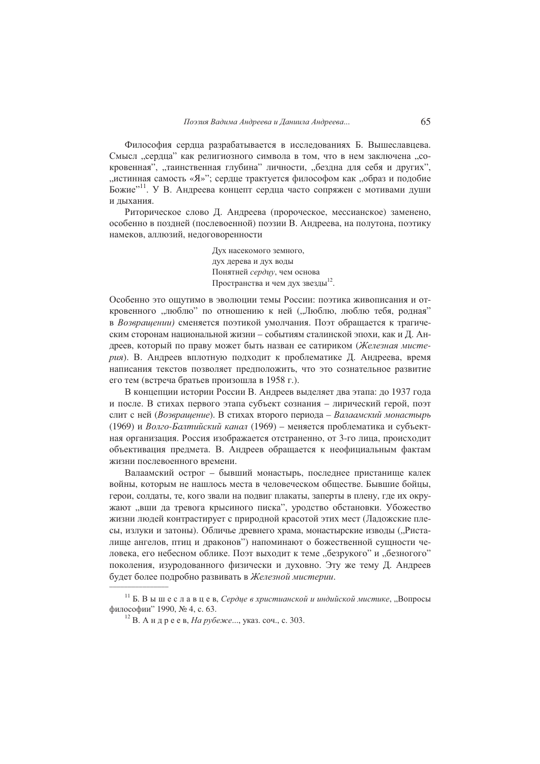Философия сердца разрабатывается в исследованиях Б. Вышеславцева. Смысл „сердца" как религиозного символа в том, что в нем заключена „сокровенная", „таинственная глубина" личности, „бездна для себя и других", „истинная самость «Я»"; сердце трактуется философом как „образ и подобие Божие"[11]. У В. Андреева концепт сердца часто сопряжен с мотивами души и дыхания.

Риторическое слово Д. Андреева (пророческое, мессианское) заменено, особенно в поздней (послевоенной) поэзии В. Андреева, на полутона, поэтику намеков, аллюзий, недоговоренности

> Дух насекомого земного,
> дух дерева и дух воды
> Понятней *сердцу*, чем основа
> Пространства и чем дух звезды[12].

Особенно это ощутимо в эволюции темы России: поэтика живописания и откровенного „люблю" по отношению к ней („Люблю, люблю тебя, родная" в *Возвращении)* сменяется поэтикой умолчания. Поэт обращается к трагическим сторонам национальной жизни – событиям сталинской эпохи, как и Д. Андреев, который по праву может быть назван ее сатириком (*Железная мистерия*). В. Андреев вплотную подходит к проблематике Д. Андреева, время написания текстов позволяет предположить, что это сознательное развитие его тем (встреча братьев произошла в 1958 г.).

В концепции истории России В. Андреев выделяет два этапа: до 1937 года и после. В стихах первого этапа субъект сознания – лирический герой, поэт слит с ней (*Возвращение*). В стихах второго периода – *Валаамский монастырь* (1969) и *Волго-Балтийский канал* (1969) – меняется проблематика и субъектная организация. Россия изображается отстраненно, от 3-го лица, происходит объективация предмета. В. Андреев обращается к неофициальным фактам жизни послевоенного времени.

Валаамский острог – бывший монастырь, последнее пристанище калек войны, которым не нашлось места в человеческом обществе. Бывшие бойцы, герои, солдаты, те, кого звали на подвиг плакаты, заперты в плену, где их окружают „вши да тревога крысиного писка", уродство обстановки. Убожество жизни людей контрастирует с природной красотой этих мест (Ладожские плесы, излуки и затоны). Обличье древнего храма, монастырские изводы („Ристалище ангелов, птиц и драконов") напоминают о божественной сущности человека, его небесном облике. Поэт выходит к теме „безрукого" и „безногого" поколения, изуродованного физически и духовно. Эту же тему Д. Андреев будет более подробно развивать в *Железной мистерии*.

---

[11] Б. Вышеславцев, *Сердце в христианской и индийской мистике*, „Вопросы философии" 1990, № 4, с. 63.

[12] В. Андреев, *На рубеже*..., указ. соч., с. 303.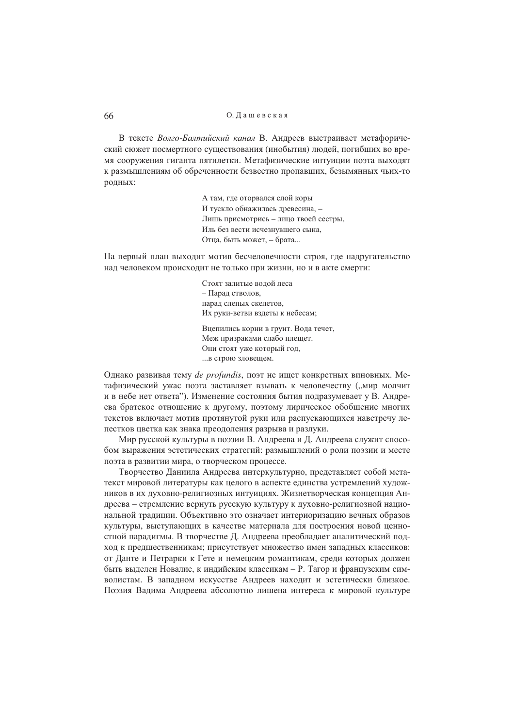В тексте *Волго-Балтийский канал* В. Андреев выстраивает метафорический сюжет посмертного существования (инобытия) людей, погибших во время сооружения гиганта пятилетки. Метафизические интуиции поэта выходят к размышлениям об обреченности безвестно пропавших, безымянных чьих-то родных:

> А там, где оторвался слой коры  
> И тускло обнажилась древесина, –  
> Лишь присмотрись – лицо твоей сестры,  
> Иль без вести исчезнувшего сына,  
> Отца, быть может, – брата...

На первый план выходит мотив бесчеловечности строя, где надругательство над человеком происходит не только при жизни, но и в акте смерти:

> Стоят залитые водой леса  
> – Парад стволов,  
> парад слепых скелетов,  
> Их руки-ветви вздеты к небесам;
>
> Вцепились корни в грунт. Вода течет,  
> Меж призраками слабо плещет.  
> Они стоят уже который год,  
> ...в строю зловещем.

Однако развивая тему *de profundis*, поэт не ищет конкретных виновных. Метафизический ужас поэта заставляет взывать к человечеству („мир молчит и в небе нет ответа"). Изменение состояния бытия подразумевает у В. Андреева братское отношение к другому, поэтому лирическое обобщение многих текстов включает мотив протянутой руки или распускающихся навстречу лепестков цветка как знака преодоления разрыва и разлуки.

Мир русской культуры в поэзии В. Андреева и Д. Андреева служит способом выражения эстетических стратегий: размышлений о роли поэзии и месте поэта в развитии мира, о творческом процессе.

Творчество Даниила Андреева интеркультурно, представляет собой метатекст мировой литературы как целого в аспекте единства устремлений художников в их духовно-религиозных интуициях. Жизнетворческая концепция Андреева – стремление вернуть русскую культуру к духовно-религиозной национальной традиции. Объективно это означает интериоризацию вечных образов культуры, выступающих в качестве материала для построения новой ценностной парадигмы. В творчестве Д. Андреева преобладает аналитический подход к предшественникам; присутствует множество имен западных классиков: от Данте и Петрарки к Гете и немецким романтикам, среди которых должен быть выделен Новалис, к индийским классикам – Р. Тагор и французским символистам. В западном искусстве Андреев находит и эстетически близкое. Поэзия Вадима Андреева абсолютно лишена интереса к мировой культуре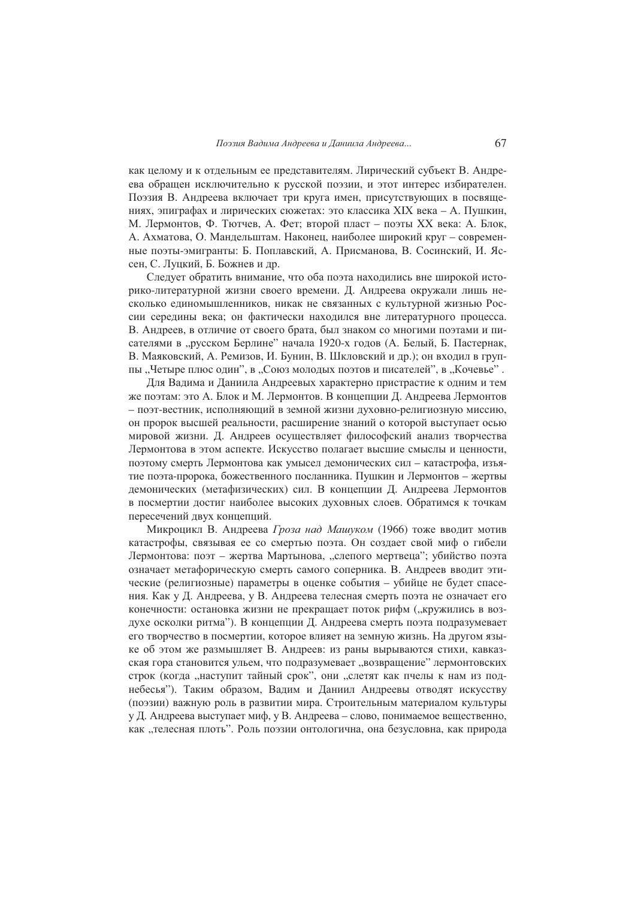как целому и к отдельным ее представителям. Лирический субъект В. Андреева обращен исключительно к русской поэзии, и этот интерес избирателен. Поэзия В. Андреева включает три круга имен, присутствующих в посвящениях, эпиграфах и лирических сюжетах: это классика XIX века – А. Пушкин, М. Лермонтов, Ф. Тютчев, А. Фет; второй пласт – поэты XX века: А. Блок, А. Ахматова, О. Мандельштам. Наконец, наиболее широкий круг – современные поэты-эмигранты: Б. Поплавский, А. Присманова, В. Сосинский, И. Яссен, С. Луцкий, Б. Божнев и др.

Следует обратить внимание, что оба поэта находились вне широкой историко-литературной жизни своего времени. Д. Андреева окружали лишь несколько единомышленников, никак не связанных с культурной жизнью России середины века; он фактически находился вне литературного процесса. В. Андреев, в отличие от своего брата, был знаком со многими поэтами и писателями в „русском Берлине" начала 1920-х годов (А. Белый, Б. Пастернак, В. Маяковский, А. Ремизов, И. Бунин, В. Шкловский и др.); он входил в группы „Четыре плюс один", в „Союз молодых поэтов и писателей", в „Кочевье" .

Для Вадима и Даниила Андреевых характерно пристрастие к одним и тем же поэтам: это А. Блок и М. Лермонтов. В концепции Д. Андреева Лермонтов – поэт-вестник, исполняющий в земной жизни духовно-религиозную миссию, он пророк высшей реальности, расширение знаний о которой выступает осью мировой жизни. Д. Андреев осуществляет философский анализ творчества Лермонтова в этом аспекте. Искусство полагает высшие смыслы и ценности, поэтому смерть Лермонтова как умысел демонических сил – катастрофа, изъятие поэта-пророка, божественного посланника. Пушкин и Лермонтов – жертвы демонических (метафизических) сил. В концепции Д. Андреева Лермонтов в посмертии достиг наиболее высоких духовных слоев. Обратимся к точкам пересечений двух концепций.

Микроцикл В. Андреева *Гроза над Машуком* (1966) тоже вводит мотив катастрофы, связывая ее со смертью поэта. Он создает свой миф о гибели Лермонтова: поэт – жертва Мартынова, „слепого мертвеца"; убийство поэта означает метафорическую смерть самого соперника. В. Андреев вводит этические (религиозные) параметры в оценке события – убийце не будет спасения. Как у Д. Андреева, у В. Андреева телесная смерть поэта не означает его конечности: остановка жизни не прекращает поток рифм („кружились в воздухе осколки ритма"). В концепции Д. Андреева смерть поэта подразумевает его творчество в посмертии, которое влияет на земную жизнь. На другом языке об этом же размышляет В. Андреев: из раны вырываются стихи, кавказская гора становится ульем, что подразумевает „возвращение" лермонтовских строк (когда „наступит тайный срок", они „слетят как пчелы к нам из поднебесья"). Таким образом, Вадим и Даниил Андреевы отводят искусству (поэзии) важную роль в развитии мира. Строительным материалом культуры у Д. Андреева выступает миф, у В. Андреева – слово, понимаемое вещественно, как „телесная плоть". Роль поэзии онтологична, она безусловна, как природа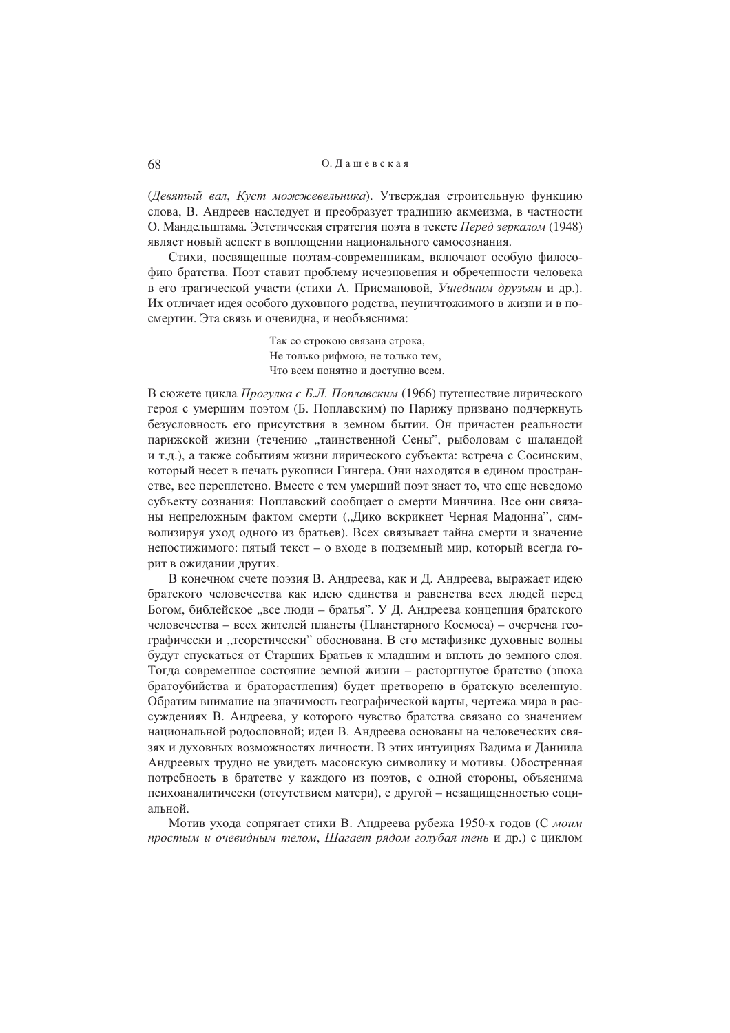(*Девятый вал*, *Куст можжевельника*). Утверждая строительную функцию слова, В. Андреев наследует и преобразует традицию акмеизма, в частности О. Мандельштама. Эстетическая стратегия поэта в тексте *Перед зеркалом* (1948) являет новый аспект в воплощении национального самосознания.

Стихи, посвященные поэтам-современникам, включают особую философию братства. Поэт ставит проблему исчезновения и обреченности человека в его трагической участи (стихи А. Присмановой, *Ушедшим друзьям* и др.). Их отличает идея особого духовного родства, неуничтожимого в жизни и в посмертии. Эта связь и очевидна, и необъяснима:

> Так со строкою связана строка,
> Не только рифмою, не только тем,
> Что всем понятно и доступно всем.

В сюжете цикла *Прогулка с Б.Л. Поплавским* (1966) путешествие лирического героя с умершим поэтом (Б. Поплавским) по Парижу призвано подчеркнуть безусловность его присутствия в земном бытии. Он причастен реальности парижской жизни (течению „таинственной Сены", рыболовам с шаландой и т.д.), а также событиям жизни лирического субъекта: встреча с Сосинским, который несет в печать рукописи Гингера. Они находятся в едином пространстве, все переплетено. Вместе с тем умерший поэт знает то, что еще неведомо субъекту сознания: Поплавский сообщает о смерти Минчина. Все они связаны непреложным фактом смерти („Дико вскрикнет Черная Мадонна", символизируя уход одного из братьев). Всех связывает тайна смерти и значение непостижимого: пятый текст – о входе в подземный мир, который всегда горит в ожидании других.

В конечном счете поэзия В. Андреева, как и Д. Андреева, выражает идею братского человечества как идею единства и равенства всех людей перед Богом, библейское „все люди – братья". У Д. Андреева концепция братского человечества – всех жителей планеты (Планетарного Космоса) – очерчена географически и „теоретически" обоснована. В его метафизике духовные волны будут спускаться от Старших Братьев к младшим и вплоть до земного слоя. Тогда современное состояние земной жизни – расторгнутое братство (эпоха братоубийства и браторастления) будет претворено в братскую вселенную. Обратим внимание на значимость географической карты, чертежа мира в рассуждениях В. Андреева, у которого чувство братства связано со значением национальной родословной; идеи В. Андреева основаны на человеческих связях и духовных возможностях личности. В этих интуициях Вадима и Даниила Андреевых трудно не увидеть масонскую символику и мотивы. Обостренная потребность в братстве у каждого из поэтов, с одной стороны, объяснима психоаналитически (отсутствием матери), с другой – незащищенностью социальной.

Мотив ухода сопрягает стихи В. Андреева рубежа 1950-х годов (*С моим простым и очевидным телом*, *Шагает рядом голубая тень* и др.) с циклом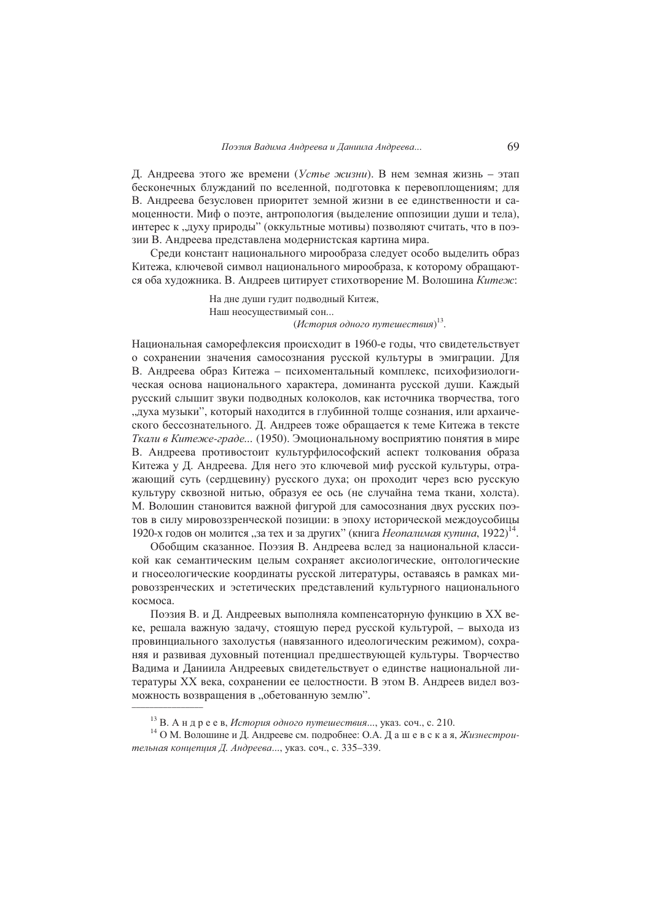Д. Андреева этого же времени (*Устье жизни*). В нем земная жизнь – этап бесконечных блужданий по вселенной, подготовка к перевоплощениям; для В. Андреева безусловен приоритет земной жизни в ее единственности и самоценности. Миф о поэте, антропология (выделение оппозиции души и тела), интерес к „духу природы" (оккультные мотивы) позволяют считать, что в поэзии В. Андреева представлена модернистская картина мира.

Среди констант национального мирообраза следует особо выделить образ Китежа, ключевой символ национального мирообраза, к которому обращаются оба художника. В. Андреев цитирует стихотворение М. Волошина *Китеж*:

> На дне души гудит подводный Китеж,
> Наш неосуществимый сон...
> (*История одного путешествия*)[13].

Национальная саморефлексия происходит в 1960-е годы, что свидетельствует о сохранении значения самосознания русской культуры в эмиграции. Для В. Андреева образ Китежа – психоментальный комплекс, психофизиологическая основа национального характера, доминанта русской души. Каждый русский слышит звуки подводных колоколов, как источника творчества, того „духа музыки", который находится в глубинной толще сознания, или архаического бессознательного. Д. Андреев тоже обращается к теме Китежа в тексте *Ткали в Китеже-граде...* (1950). Эмоциональному восприятию понятия в мире В. Андреева противостоит культурфилософский аспект толкования образа Китежа у Д. Андреева. Для него это ключевой миф русской культуры, отражающий суть (сердцевину) русского духа; он проходит через всю русскую культуру сквозной нитью, образуя ее ось (не случайна тема ткани, холста). М. Волошин становится важной фигурой для самосознания двух русских поэтов в силу мировоззренческой позиции: в эпоху исторической междоусобицы 1920-х годов он молится „за тех и за других" (книга *Неопалимая купина*, 1922)[14].

Обобщим сказанное. Поэзия В. Андреева вслед за национальной классикой как семантическим целым сохраняет аксиологические, онтологические и гносеологические координаты русской литературы, оставаясь в рамках мировоззренческих и эстетических представлений культурного национального космоса.

Поэзия В. и Д. Андреевых выполняла компенсаторную функцию в XX веке, решала важную задачу, стоящую перед русской культурой, – выхода из провинциального захолустья (навязанного идеологическим режимом), сохраняя и развивая духовный потенциал предшествующей культуры. Творчество Вадима и Даниила Андреевых свидетельствует о единстве национальной литературы XX века, сохранении ее целостности. В этом В. Андреев видел возможность возвращения в „обетованную землю".

---

[13] В. А н д р е е в, *История одного путешествия...*, указ. соч., с. 210.

[14] О М. Волошине и Д. Андрееве см. подробнее: О.А. Д а ш е в с к а я, *Жизнестроительная концепция Д. Андреева...*, указ. соч., с. 335–339.